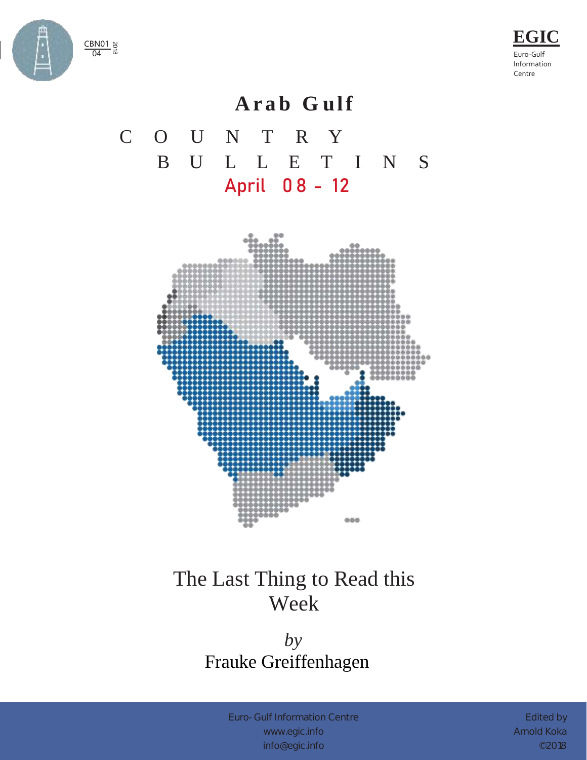CBN01
04
2018

**EGIC**
Euro-Gulf
Information
Centre

# Arab Gulf

## C O U N T R Y B U L L E T I N S

April 08 - 12

The Last Thing to Read this Week

*by*
Frauke Greiffenhagen

Euro- Gulf Information Centre
www.egic.info
info@egic.info

Edited by
Arnold Koka
©2018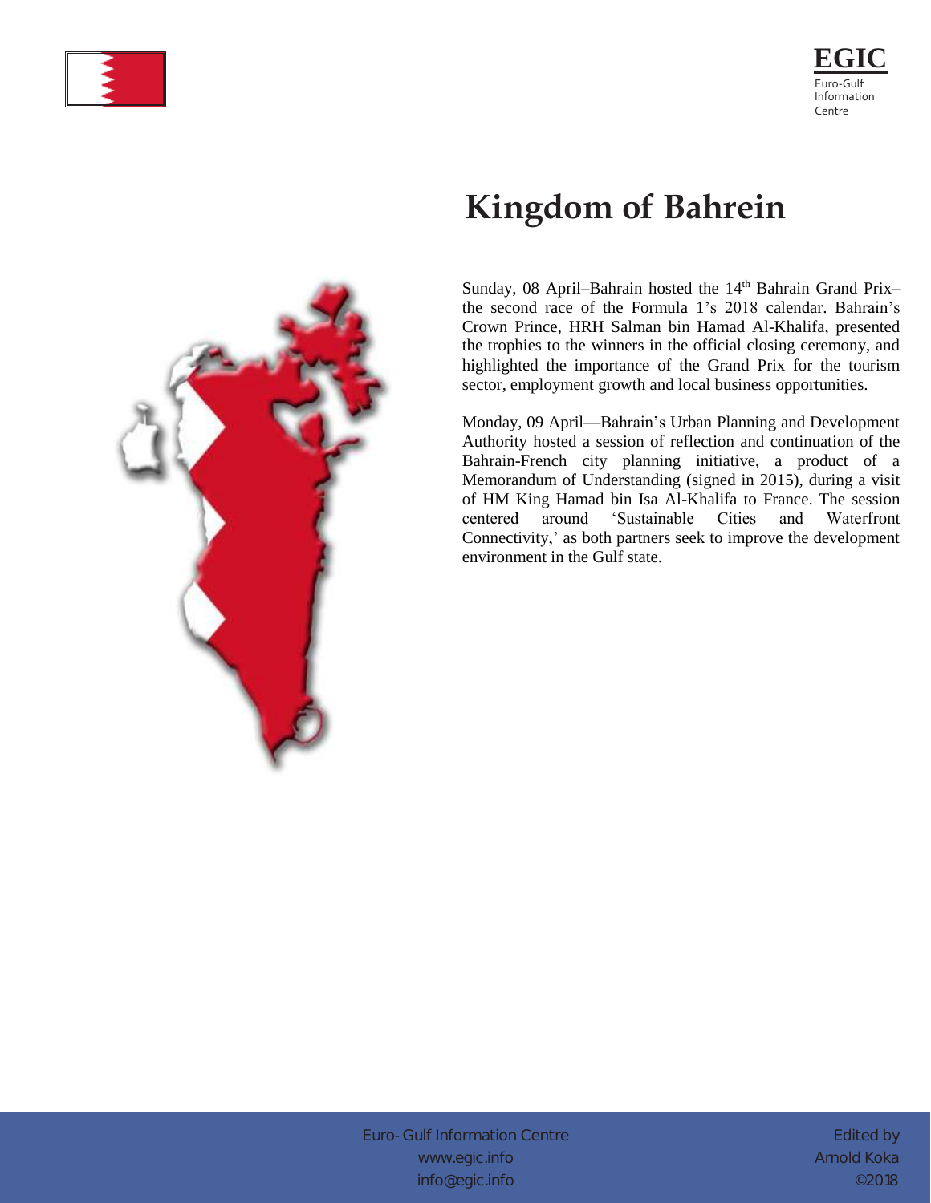# Kingdom of Bahrein

Sunday, 08 April–Bahrain hosted the 14th Bahrain Grand Prix–the second race of the Formula 1's 2018 calendar. Bahrain's Crown Prince, HRH Salman bin Hamad Al-Khalifa, presented the trophies to the winners in the official closing ceremony, and highlighted the importance of the Grand Prix for the tourism sector, employment growth and local business opportunities.

Monday, 09 April—Bahrain's Urban Planning and Development Authority hosted a session of reflection and continuation of the Bahrain-French city planning initiative, a product of a Memorandum of Understanding (signed in 2015), during a visit of HM King Hamad bin Isa Al-Khalifa to France. The session centered around 'Sustainable Cities and Waterfront Connectivity,' as both partners seek to improve the development environment in the Gulf state.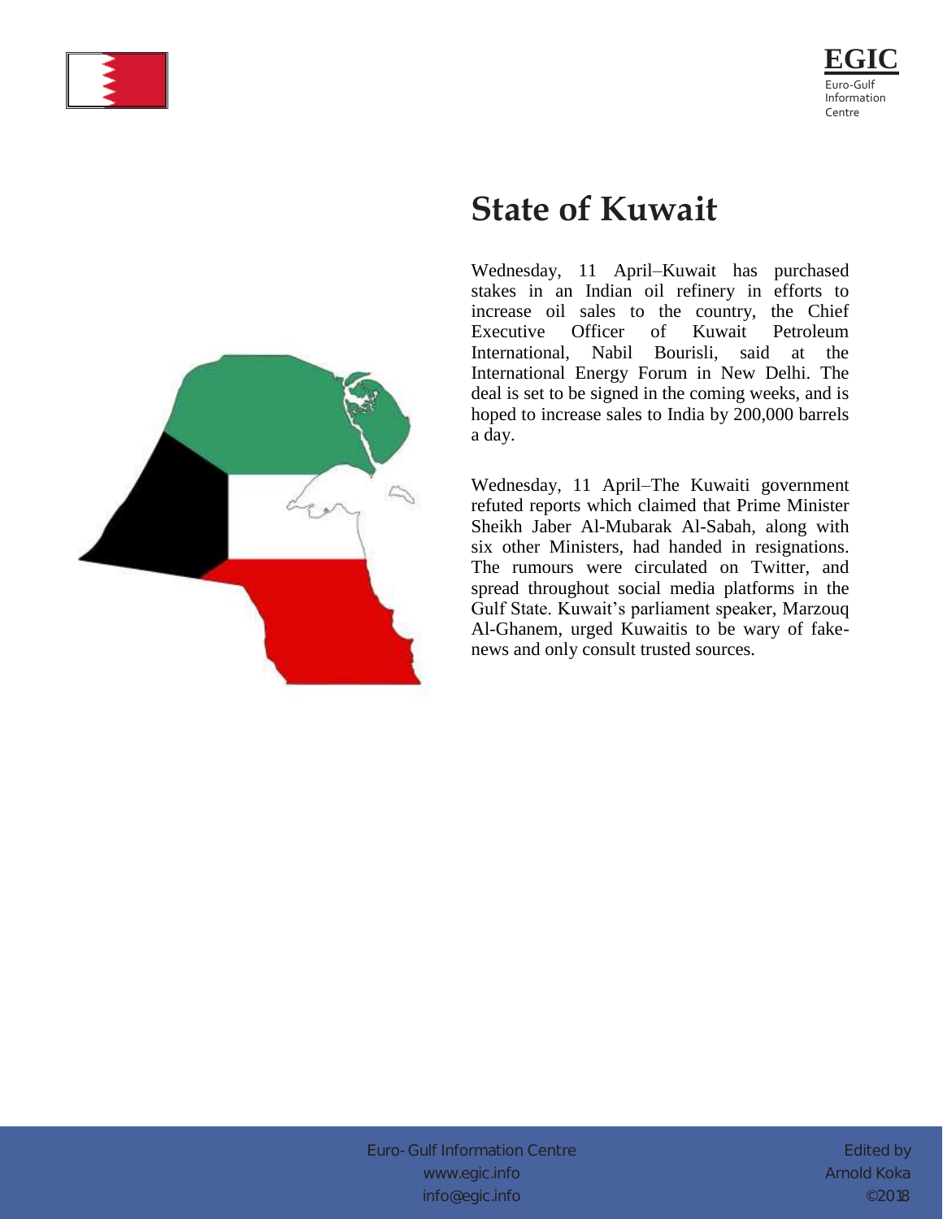# State of Kuwait

Wednesday, 11 April–Kuwait has purchased stakes in an Indian oil refinery in efforts to increase oil sales to the country, the Chief Executive Officer of Kuwait Petroleum International, Nabil Bourisli, said at the International Energy Forum in New Delhi. The deal is set to be signed in the coming weeks, and is hoped to increase sales to India by 200,000 barrels a day.

Wednesday, 11 April–The Kuwaiti government refuted reports which claimed that Prime Minister Sheikh Jaber Al-Mubarak Al-Sabah, along with six other Ministers, had handed in resignations. The rumours were circulated on Twitter, and spread throughout social media platforms in the Gulf State. Kuwait's parliament speaker, Marzouq Al-Ghanem, urged Kuwaitis to be wary of fake-news and only consult trusted sources.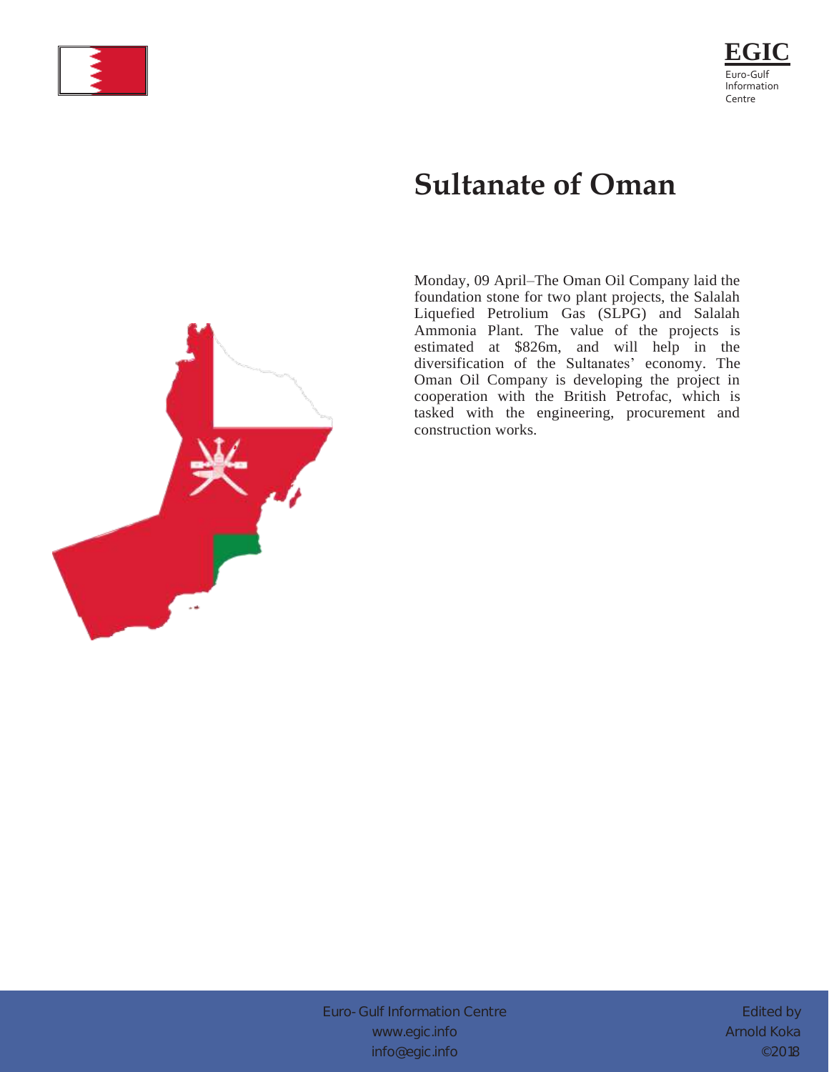# Sultanate of Oman

Monday, 09 April–The Oman Oil Company laid the foundation stone for two plant projects, the Salalah Liquefied Petroleum Gas (SLPG) and Salalah Ammonia Plant. The value of the projects is estimated at $826m, and will help in the diversification of the Sultanates' economy. The Oman Oil Company is developing the project in cooperation with the British Petrofac, which is tasked with the engineering, procurement and construction works.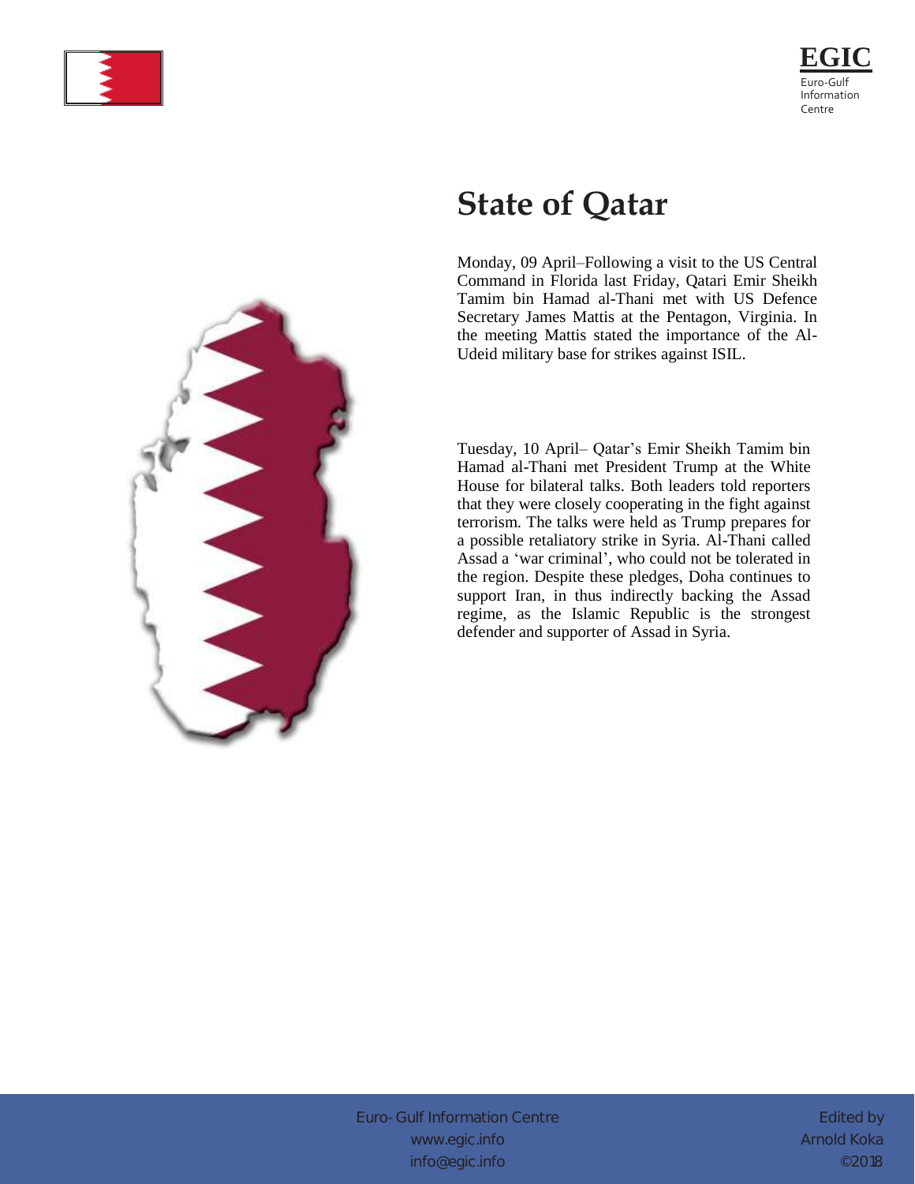# State of Qatar

Monday, 09 April–Following a visit to the US Central Command in Florida last Friday, Qatari Emir Sheikh Tamim bin Hamad al-Thani met with US Defence Secretary James Mattis at the Pentagon, Virginia. In the meeting Mattis stated the importance of the Al-Udeid military base for strikes against ISIL.

Tuesday, 10 April– Qatar's Emir Sheikh Tamim bin Hamad al-Thani met President Trump at the White House for bilateral talks. Both leaders told reporters that they were closely cooperating in the fight against terrorism. The talks were held as Trump prepares for a possible retaliatory strike in Syria. Al-Thani called Assad a 'war criminal', who could not be tolerated in the region. Despite these pledges, Doha continues to support Iran, in thus indirectly backing the Assad regime, as the Islamic Republic is the strongest defender and supporter of Assad in Syria.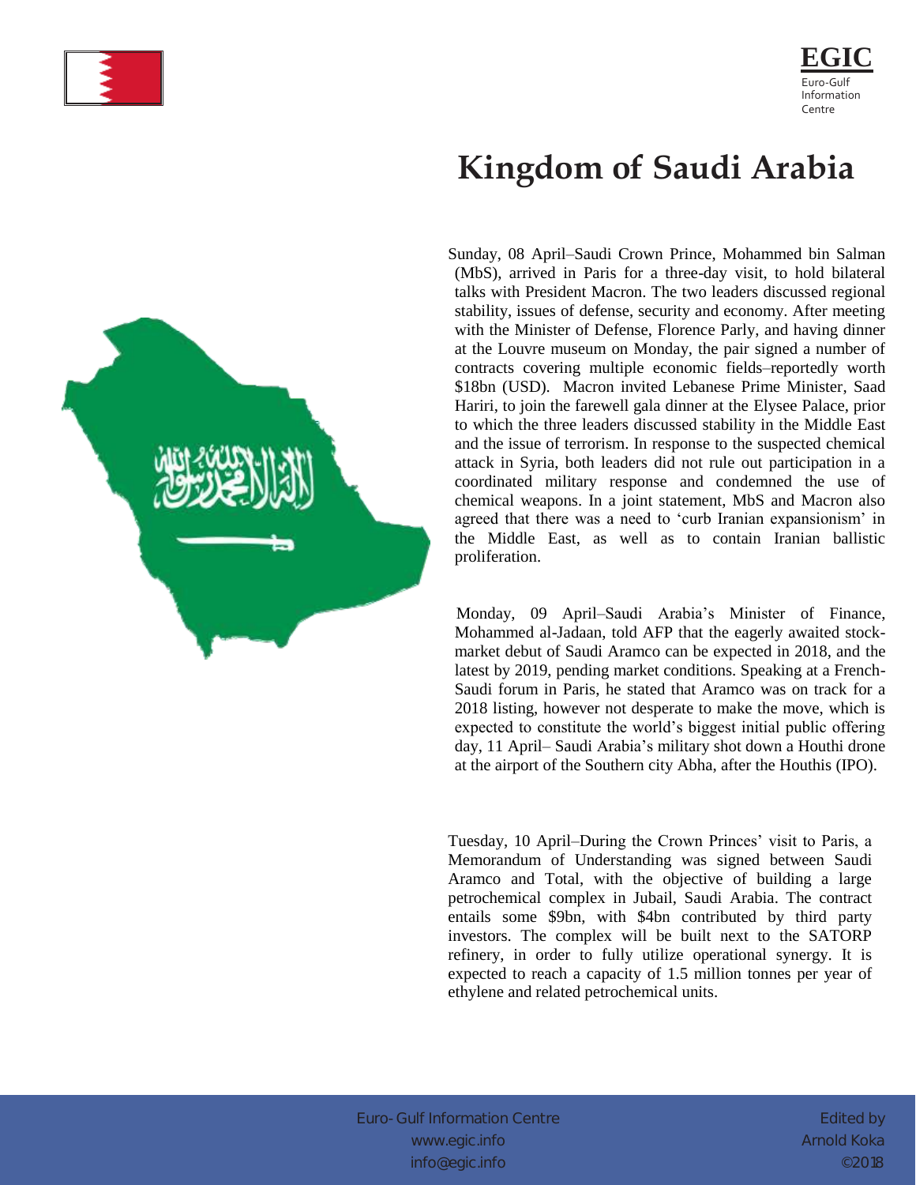# Kingdom of Saudi Arabia

Sunday, 08 April–Saudi Crown Prince, Mohammed bin Salman (MbS), arrived in Paris for a three-day visit, to hold bilateral talks with President Macron. The two leaders discussed regional stability, issues of defense, security and economy. After meeting with the Minister of Defense, Florence Parly, and having dinner at the Louvre museum on Monday, the pair signed a number of contracts covering multiple economic fields–reportedly worth $18bn (USD). Macron invited Lebanese Prime Minister, Saad Hariri, to join the farewell gala dinner at the Elysee Palace, prior to which the three leaders discussed stability in the Middle East and the issue of terrorism. In response to the suspected chemical attack in Syria, both leaders did not rule out participation in a coordinated military response and condemned the use of chemical weapons. In a joint statement, MbS and Macron also agreed that there was a need to 'curb Iranian expansionism' in the Middle East, as well as to contain Iranian ballistic proliferation.

Monday, 09 April–Saudi Arabia's Minister of Finance, Mohammed al-Jadaan, told AFP that the eagerly awaited stock-market debut of Saudi Aramco can be expected in 2018, and the latest by 2019, pending market conditions. Speaking at a French-Saudi forum in Paris, he stated that Aramco was on track for a 2018 listing, however not desperate to make the move, which is expected to constitute the world's biggest initial public offering day, 11 April– Saudi Arabia's military shot down a Houthi drone at the airport of the Southern city Abha, after the Houthis (IPO).

Tuesday, 10 April–During the Crown Princes' visit to Paris, a Memorandum of Understanding was signed between Saudi Aramco and Total, with the objective of building a large petrochemical complex in Jubail, Saudi Arabia. The contract entails some $9bn, with $4bn contributed by third party investors. The complex will be built next to the SATORP refinery, in order to fully utilize operational synergy. It is expected to reach a capacity of 1.5 million tonnes per year of ethylene and related petrochemical units.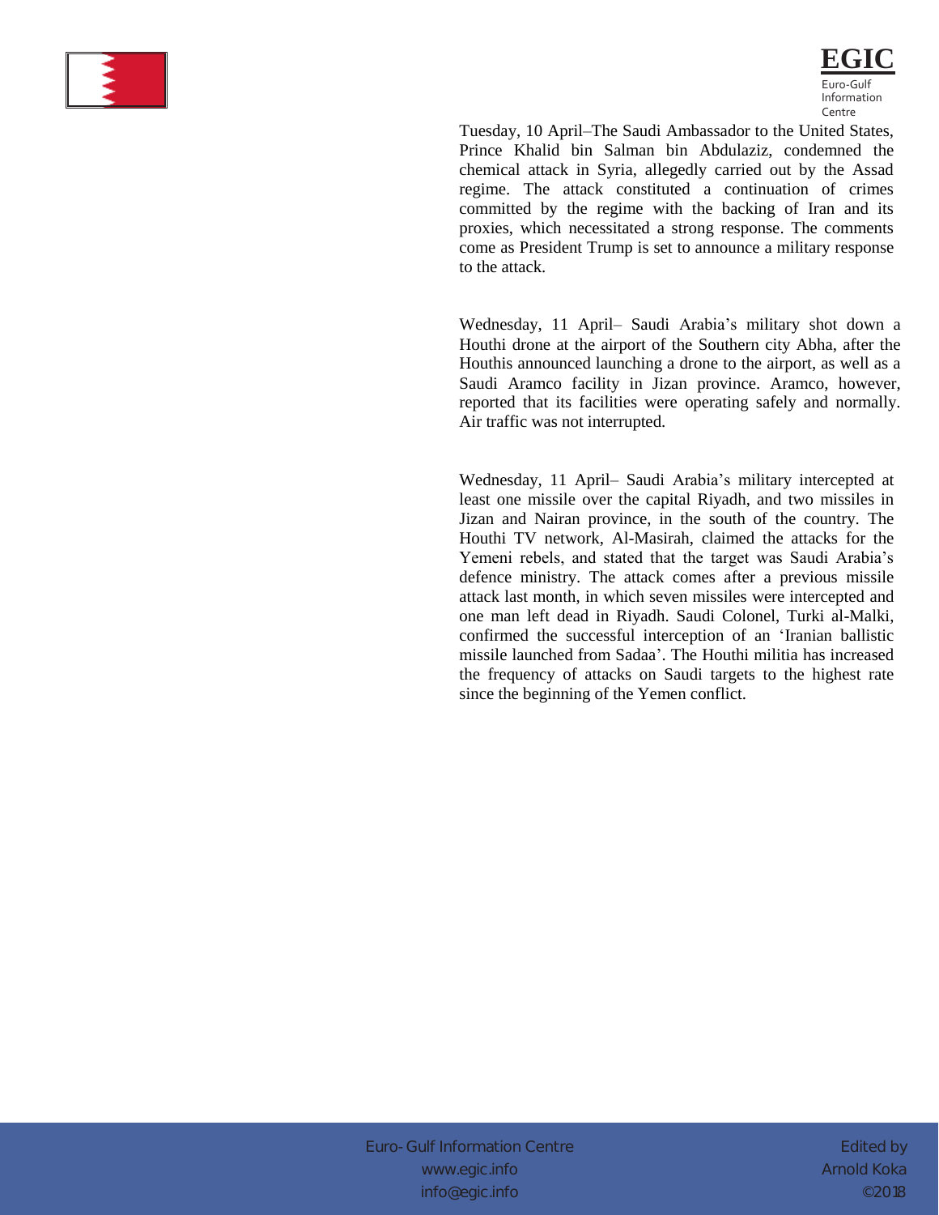Tuesday, 10 April–The Saudi Ambassador to the United States, Prince Khalid bin Salman bin Abdulaziz, condemned the chemical attack in Syria, allegedly carried out by the Assad regime. The attack constituted a continuation of crimes committed by the regime with the backing of Iran and its proxies, which necessitated a strong response. The comments come as President Trump is set to announce a military response to the attack.

Wednesday, 11 April– Saudi Arabia's military shot down a Houthi drone at the airport of the Southern city Abha, after the Houthis announced launching a drone to the airport, as well as a Saudi Aramco facility in Jizan province. Aramco, however, reported that its facilities were operating safely and normally. Air traffic was not interrupted.

Wednesday, 11 April– Saudi Arabia's military intercepted at least one missile over the capital Riyadh, and two missiles in Jizan and Nairan province, in the south of the country. The Houthi TV network, Al-Masirah, claimed the attacks for the Yemeni rebels, and stated that the target was Saudi Arabia's defence ministry. The attack comes after a previous missile attack last month, in which seven missiles were intercepted and one man left dead in Riyadh. Saudi Colonel, Turki al-Malki, confirmed the successful interception of an 'Iranian ballistic missile launched from Sadaa'. The Houthi militia has increased the frequency of attacks on Saudi targets to the highest rate since the beginning of the Yemen conflict.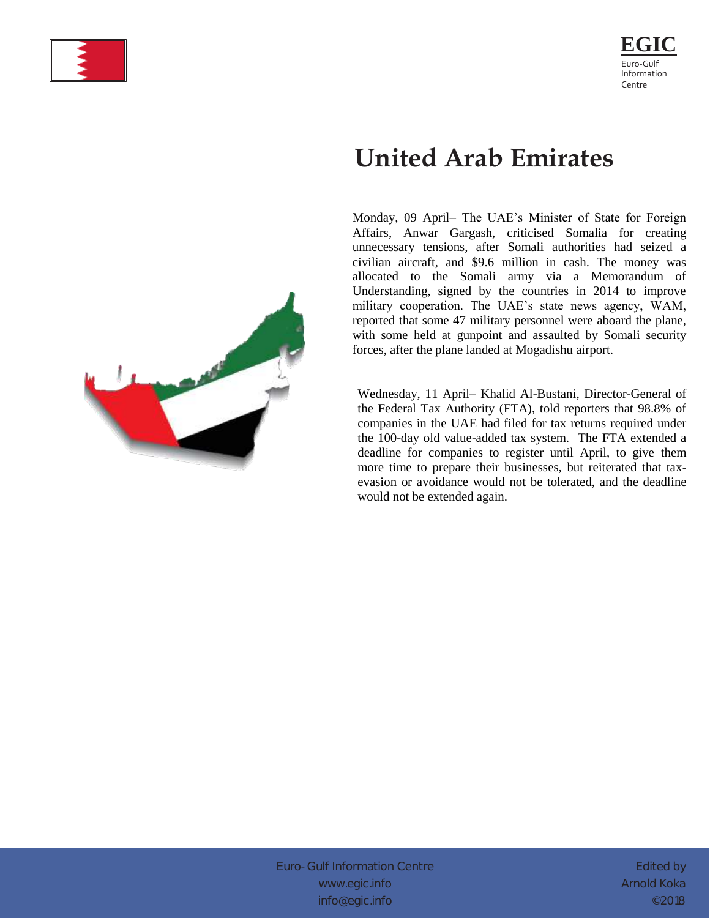# United Arab Emirates

Monday, 09 April– The UAE's Minister of State for Foreign Affairs, Anwar Gargash, criticised Somalia for creating unnecessary tensions, after Somali authorities had seized a civilian aircraft, and $9.6 million in cash. The money was allocated to the Somali army via a Memorandum of Understanding, signed by the countries in 2014 to improve military cooperation. The UAE's state news agency, WAM, reported that some 47 military personnel were aboard the plane, with some held at gunpoint and assaulted by Somali security forces, after the plane landed at Mogadishu airport.

Wednesday, 11 April– Khalid Al-Bustani, Director-General of the Federal Tax Authority (FTA), told reporters that 98.8% of companies in the UAE had filed for tax returns required under the 100-day old value-added tax system. The FTA extended a deadline for companies to register until April, to give them more time to prepare their businesses, but reiterated that tax-evasion or avoidance would not be tolerated, and the deadline would not be extended again.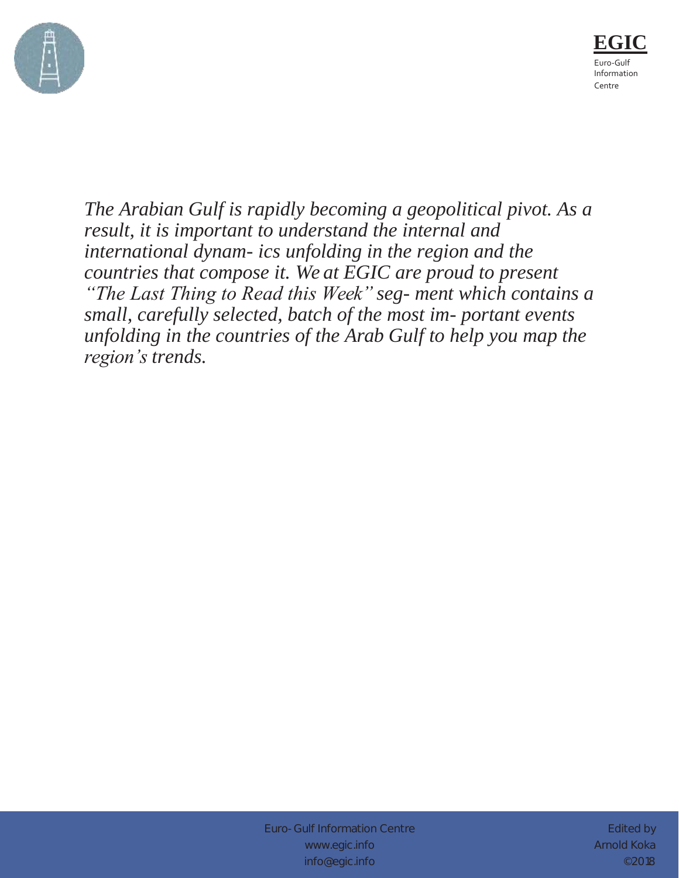**EGIC**

Euro-Gulf Information Centre

*The Arabian Gulf is rapidly becoming a geopolitical pivot. As a result, it is important to understand the internal and international dynam- ics unfolding in the region and the countries that compose it. We at EGIC are proud to present "The Last Thing to Read this Week" seg- ment which contains a small, carefully selected, batch of the most im- portant events unfolding in the countries of the Arab Gulf to help you map the region's trends.*

Euro- Gulf Information Centre
www.egic.info
info@egic.info

Edited by
Arnold Koka
©2018